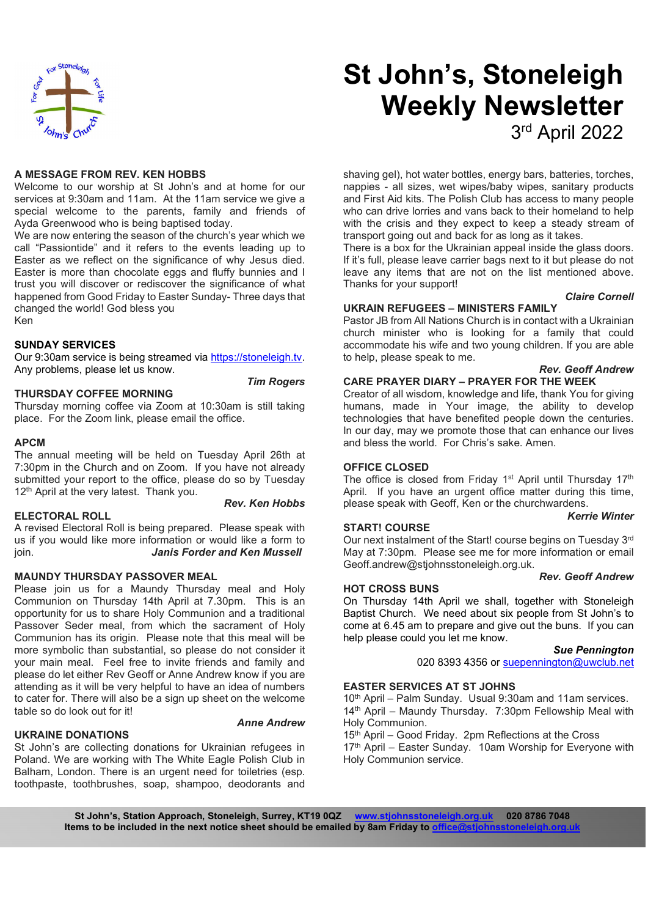# St John's, Stoneleigh Weekly Newsletter

3rd April 2022

## A MESSAGE FROM REV. KEN HOBBS

Welcome to our worship at St John's and at home for our services at 9:30am and 11am. At the 11am service we give a special welcome to the parents, family and friends of Ayda Greenwood who is being baptised today.

We are now entering the season of the church's year which we call "Passiontide" and it refers to the events leading up to Easter as we reflect on the significance of why Jesus died. Easter is more than chocolate eggs and fluffy bunnies and I trust you will discover or rediscover the significance of what happened from Good Friday to Easter Sunday- Three days that changed the world! God bless you

Ken

## SUNDAY SERVICES

Our 9:30am service is being streamed via https://stoneleigh.tv. Any problems, please let us know.

***Tim Rogers***

## THURSDAY COFFEE MORNING

Thursday morning coffee via Zoom at 10:30am is still taking place. For the Zoom link, please email the office.

## APCM

The annual meeting will be held on Tuesday April 26th at 7:30pm in the Church and on Zoom. If you have not already submitted your report to the office, please do so by Tuesday 12th April at the very latest. Thank you.

***Rev. Ken Hobbs***

## ELECTORAL ROLL

A revised Electoral Roll is being prepared. Please speak with us if you would like more information or would like a form to join. ***Janis Forder and Ken Mussell***

## MAUNDY THURSDAY PASSOVER MEAL

Please join us for a Maundy Thursday meal and Holy Communion on Thursday 14th April at 7.30pm. This is an opportunity for us to share Holy Communion and a traditional Passover Seder meal, from which the sacrament of Holy Communion has its origin. Please note that this meal will be more symbolic than substantial, so please do not consider it your main meal. Feel free to invite friends and family and please do let either Rev Geoff or Anne Andrew know if you are attending as it will be very helpful to have an idea of numbers to cater for. There will also be a sign up sheet on the welcome table so do look out for it!

***Anne Andrew***

## UKRAINE DONATIONS

St John's are collecting donations for Ukrainian refugees in Poland. We are working with The White Eagle Polish Club in Balham, London. There is an urgent need for toiletries (esp. toothpaste, toothbrushes, soap, shampoo, deodorants and shaving gel), hot water bottles, energy bars, batteries, torches, nappies - all sizes, wet wipes/baby wipes, sanitary products and First Aid kits. The Polish Club has access to many people who can drive lorries and vans back to their homeland to help with the crisis and they expect to keep a steady stream of transport going out and back for as long as it takes.

There is a box for the Ukrainian appeal inside the glass doors. If it's full, please leave carrier bags next to it but please do not leave any items that are not on the list mentioned above. Thanks for your support!

***Claire Cornell***

## UKRAIN REFUGEES – MINISTERS FAMILY

Pastor JB from All Nations Church is in contact with a Ukrainian church minister who is looking for a family that could accommodate his wife and two young children. If you are able to help, please speak to me.

***Rev. Geoff Andrew***

## CARE PRAYER DIARY – PRAYER FOR THE WEEK

Creator of all wisdom, knowledge and life, thank You for giving humans, made in Your image, the ability to develop technologies that have benefited people down the centuries. In our day, may we promote those that can enhance our lives and bless the world. For Chris's sake. Amen.

## OFFICE CLOSED

The office is closed from Friday 1st April until Thursday 17th April. If you have an urgent office matter during this time, please speak with Geoff, Ken or the churchwardens.

***Kerrie Winter***

## START! COURSE

Our next instalment of the Start! course begins on Tuesday 3rd May at 7:30pm. Please see me for more information or email Geoff.andrew@stjohnsstoneleigh.org.uk.

***Rev. Geoff Andrew***

## HOT CROSS BUNS

On Thursday 14th April we shall, together with Stoneleigh Baptist Church. We need about six people from St John's to come at 6.45 am to prepare and give out the buns. If you can help please could you let me know.

***Sue Pennington***

020 8393 4356 or suepennington@uwclub.net

## EASTER SERVICES AT ST JOHNS

10th April – Palm Sunday. Usual 9:30am and 11am services.
14th April – Maundy Thursday. 7:30pm Fellowship Meal with Holy Communion.
15th April – Good Friday. 2pm Reflections at the Cross
17th April – Easter Sunday. 10am Worship for Everyone with Holy Communion service.

**St John's, Station Approach, Stoneleigh, Surrey, KT19 0QZ www.stjohnsstoneleigh.org.uk 020 8786 7048**
**Items to be included in the next notice sheet should be emailed by 8am Friday to office@stjohnsstoneleigh.org.uk**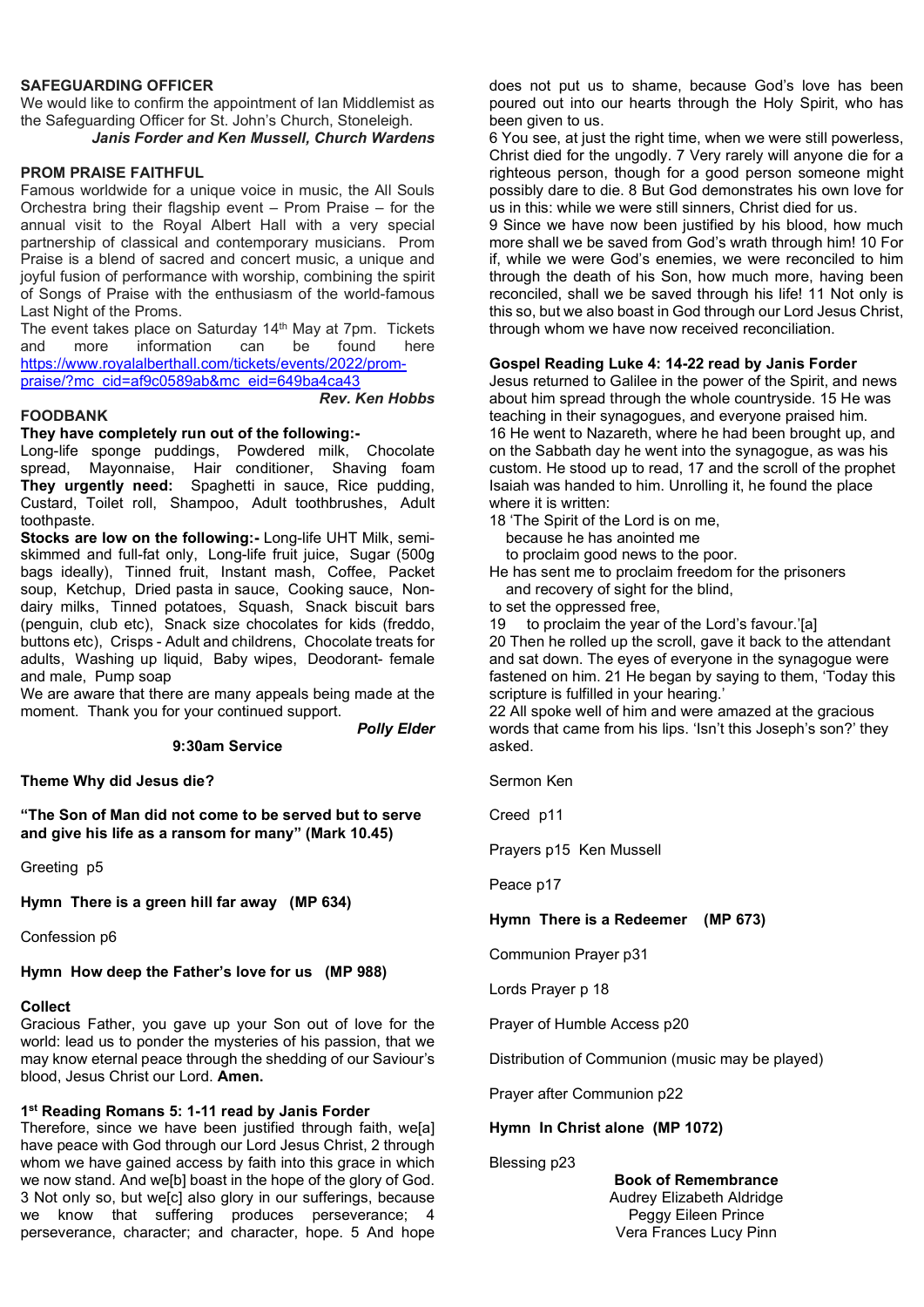## SAFEGUARDING OFFICER

We would like to confirm the appointment of Ian Middlemist as the Safeguarding Officer for St. John's Church, Stoneleigh.

***Janis Forder and Ken Mussell, Church Wardens***

## PROM PRAISE FAITHFUL

Famous worldwide for a unique voice in music, the All Souls Orchestra bring their flagship event – Prom Praise – for the annual visit to the Royal Albert Hall with a very special partnership of classical and contemporary musicians. Prom Praise is a blend of sacred and concert music, a unique and joyful fusion of performance with worship, combining the spirit of Songs of Praise with the enthusiasm of the world-famous Last Night of the Proms.

The event takes place on Saturday 14th May at 7pm. Tickets and more information can be found here https://www.royalalberthall.com/tickets/events/2022/prom-praise/?mc_cid=af9c0589ab&mc_eid=649ba4ca43

***Rev. Ken Hobbs***

## FOODBANK

**They have completely run out of the following:-**

Long-life sponge puddings, Powdered milk, Chocolate spread, Mayonnaise, Hair conditioner, Shaving foam

**They urgently need:** Spaghetti in sauce, Rice pudding, Custard, Toilet roll, Shampoo, Adult toothbrushes, Adult toothpaste.

**Stocks are low on the following:-** Long-life UHT Milk, semi-skimmed and full-fat only, Long-life fruit juice, Sugar (500g bags ideally), Tinned fruit, Instant mash, Coffee, Packet soup, Ketchup, Dried pasta in sauce, Cooking sauce, Non-dairy milks, Tinned potatoes, Squash, Snack biscuit bars (penguin, club etc), Snack size chocolates for kids (freddo, buttons etc), Crisps - Adult and childrens, Chocolate treats for adults, Washing up liquid, Baby wipes, Deodorant- female and male, Pump soap

We are aware that there are many appeals being made at the moment. Thank you for your continued support.

***Polly Elder***

## 9:30am Service

**Theme Why did Jesus die?**

**"The Son of Man did not come to be served but to serve and give his life as a ransom for many" (Mark 10.45)**

Greeting p5

**Hymn There is a green hill far away (MP 634)**

Confession p6

**Hymn How deep the Father's love for us (MP 988)**

**Collect**

Gracious Father, you gave up your Son out of love for the world: lead us to ponder the mysteries of his passion, that we may know eternal peace through the shedding of our Saviour's blood, Jesus Christ our Lord. **Amen.**

**1st Reading Romans 5: 1-11 read by Janis Forder**

Therefore, since we have been justified through faith, we[a] have peace with God through our Lord Jesus Christ, 2 through whom we have gained access by faith into this grace in which we now stand. And we[b] boast in the hope of the glory of God. 3 Not only so, but we[c] also glory in our sufferings, because we know that suffering produces perseverance; 4 perseverance, character; and character, hope. 5 And hope does not put us to shame, because God's love has been poured out into our hearts through the Holy Spirit, who has been given to us.

6 You see, at just the right time, when we were still powerless, Christ died for the ungodly. 7 Very rarely will anyone die for a righteous person, though for a good person someone might possibly dare to die. 8 But God demonstrates his own love for us in this: while we were still sinners, Christ died for us.

9 Since we have now been justified by his blood, how much more shall we be saved from God's wrath through him! 10 For if, while we were God's enemies, we were reconciled to him through the death of his Son, how much more, having been reconciled, shall we be saved through his life! 11 Not only is this so, but we also boast in God through our Lord Jesus Christ, through whom we have now received reconciliation.

**Gospel Reading Luke 4: 14-22 read by Janis Forder**

Jesus returned to Galilee in the power of the Spirit, and news about him spread through the whole countryside. 15 He was teaching in their synagogues, and everyone praised him.

16 He went to Nazareth, where he had been brought up, and on the Sabbath day he went into the synagogue, as was his custom. He stood up to read, 17 and the scroll of the prophet Isaiah was handed to him. Unrolling it, he found the place where it is written:

18 'The Spirit of the Lord is on me,
because he has anointed me
to proclaim good news to the poor.
He has sent me to proclaim freedom for the prisoners
and recovery of sight for the blind,
to set the oppressed free,
19 to proclaim the year of the Lord's favour.'[a]

20 Then he rolled up the scroll, gave it back to the attendant and sat down. The eyes of everyone in the synagogue were fastened on him. 21 He began by saying to them, 'Today this scripture is fulfilled in your hearing.'

22 All spoke well of him and were amazed at the gracious words that came from his lips. 'Isn't this Joseph's son?' they asked.

Sermon Ken

Creed p11

Prayers p15 Ken Mussell

Peace p17

**Hymn There is a Redeemer (MP 673)**

Communion Prayer p31

Lords Prayer p 18

Prayer of Humble Access p20

Distribution of Communion (music may be played)

Prayer after Communion p22

**Hymn In Christ alone (MP 1072)**

Blessing p23

**Book of Remembrance**

Audrey Elizabeth Aldridge
Peggy Eileen Prince
Vera Frances Lucy Pinn